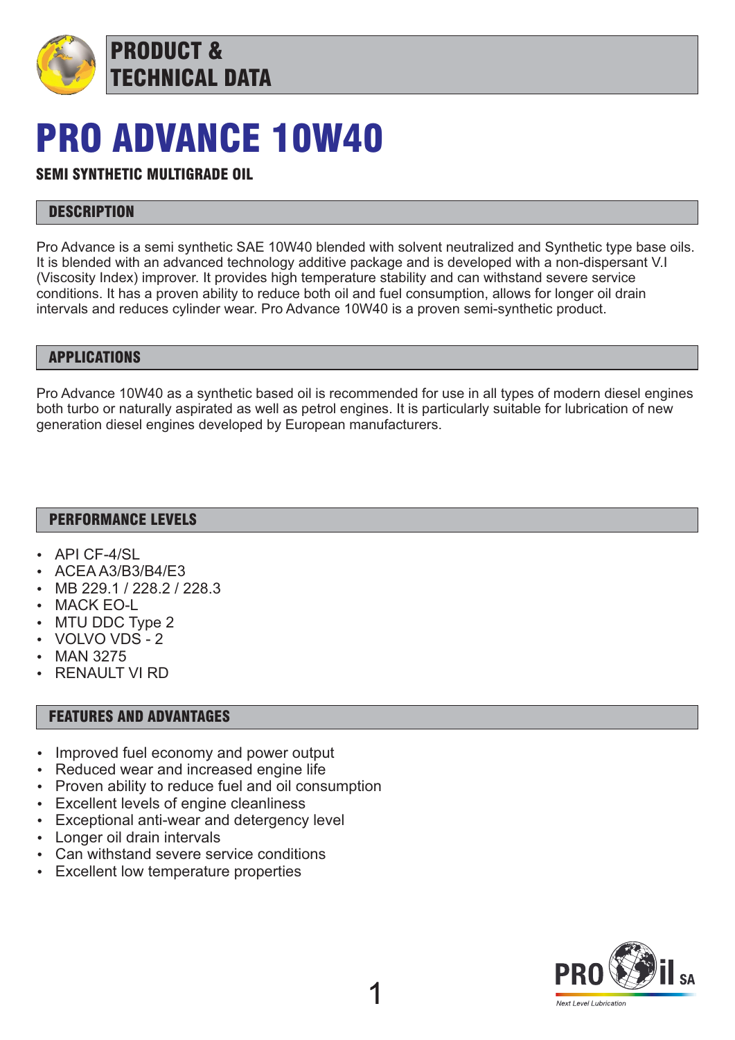PRODUCT & TECHNICAL DATA

# PRO ADVANCE 10W40

### SEMI SYNTHETIC MULTIGRADE OIL

## DESCRIPTION

Pro Advance is a semi synthetic SAE 10W40 blended with solvent neutralized and Synthetic type base oils. It is blended with an advanced technology additive package and is developed with a non-dispersant V.I (Viscosity Index) improver. It provides high temperature stability and can withstand severe service conditions. It has a proven ability to reduce both oil and fuel consumption, allows for longer oil drain intervals and reduces cylinder wear. Pro Advance 10W40 is a proven semi-synthetic product.

## APPLICATIONS

Pro Advance 10W40 as a synthetic based oil is recommended for use in all types of modern diesel engines both turbo or naturally aspirated as well as petrol engines. It is particularly suitable for lubrication of new generation diesel engines developed by European manufacturers.

## PERFORMANCE LEVELS

- API CF-4/SL
- ACEA A3/B3/B4/E3
- MB 229.1 / 228.2 / 228.3
- MACK EO-L
- MTU DDC Type 2
- VOLVO VDS - 2
- MAN 3275
- RENAULT VI RD

## FEATURES AND ADVANTAGES

- Improved fuel economy and power output
- Reduced wear and increased engine life
- Proven ability to reduce fuel and oil consumption
- Excellent levels of engine cleanliness
- Exceptional anti-wear and detergency level
- Longer oil drain intervals
- Can withstand severe service conditions
- Excellent low temperature properties

PRO Oil SA
Next Level Lubrication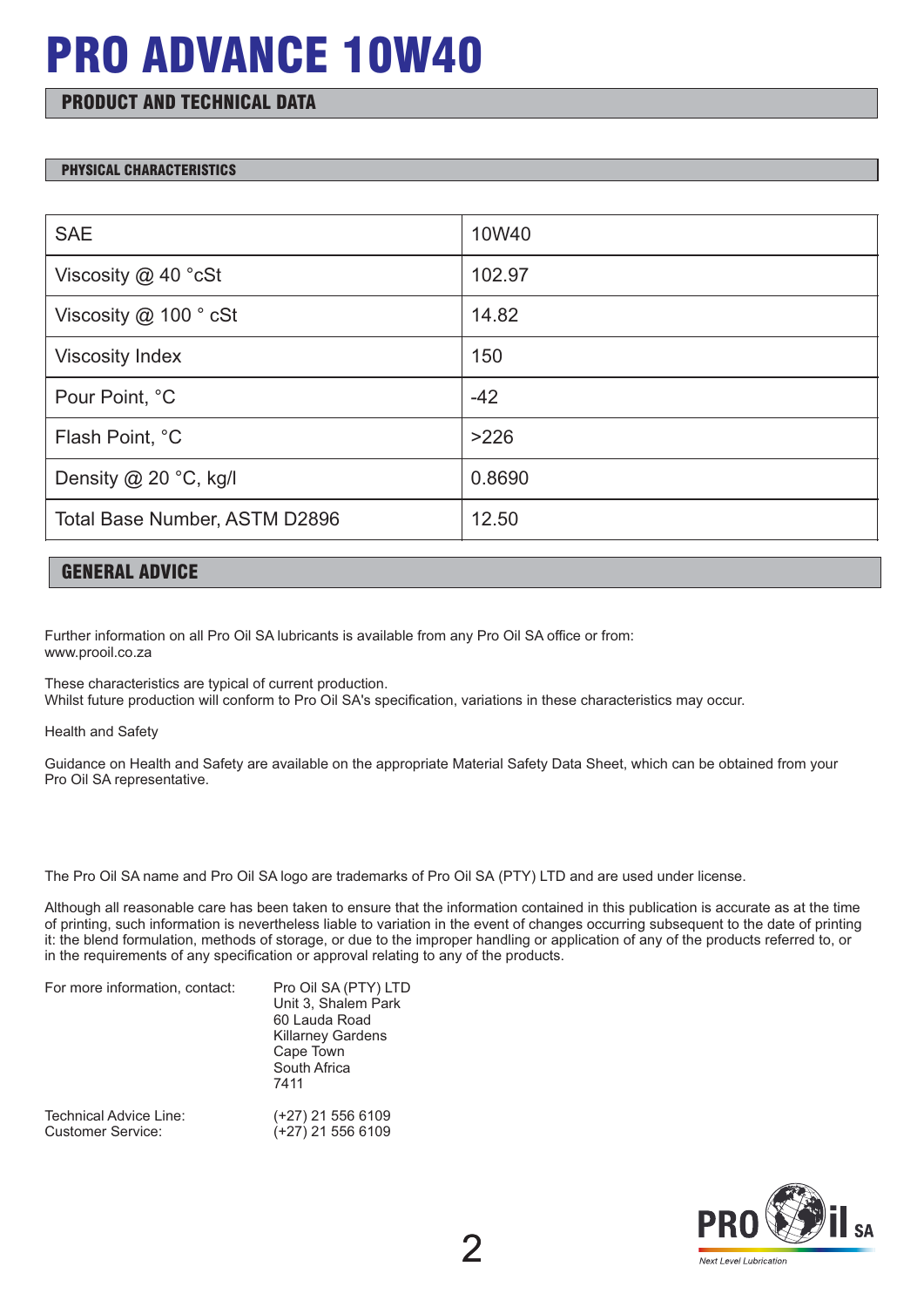# PRO ADVANCE 10W40

## PRODUCT AND TECHNICAL DATA

### PHYSICAL CHARACTERISTICS

| | |
|---|---|
| SAE | 10W40 |
| Viscosity @ 40 °cSt | 102.97 |
| Viscosity @ 100 ° cSt | 14.82 |
| Viscosity Index | 150 |
| Pour Point, °C | -42 |
| Flash Point, °C | >226 |
| Density @ 20 °C, kg/l | 0.8690 |
| Total Base Number, ASTM D2896 | 12.50 |

## GENERAL ADVICE

Further information on all Pro Oil SA lubricants is available from any Pro Oil SA office or from:
www.prooil.co.za

These characteristics are typical of current production.
Whilst future production will conform to Pro Oil SA's specification, variations in these characteristics may occur.

Health and Safety

Guidance on Health and Safety are available on the appropriate Material Safety Data Sheet, which can be obtained from your Pro Oil SA representative.

The Pro Oil SA name and Pro Oil SA logo are trademarks of Pro Oil SA (PTY) LTD and are used under license.

Although all reasonable care has been taken to ensure that the information contained in this publication is accurate as at the time of printing, such information is nevertheless liable to variation in the event of changes occurring subsequent to the date of printing it: the blend formulation, methods of storage, or due to the improper handling or application of any of the products referred to, or in the requirements of any specification or approval relating to any of the products.

For more information, contact:

Pro Oil SA (PTY) LTD
Unit 3, Shalem Park
60 Lauda Road
Killarney Gardens
Cape Town
South Africa
7411

Technical Advice Line: (+27) 21 556 6109
Customer Service: (+27) 21 556 6109

PRO Oil SA
Next Level Lubrication